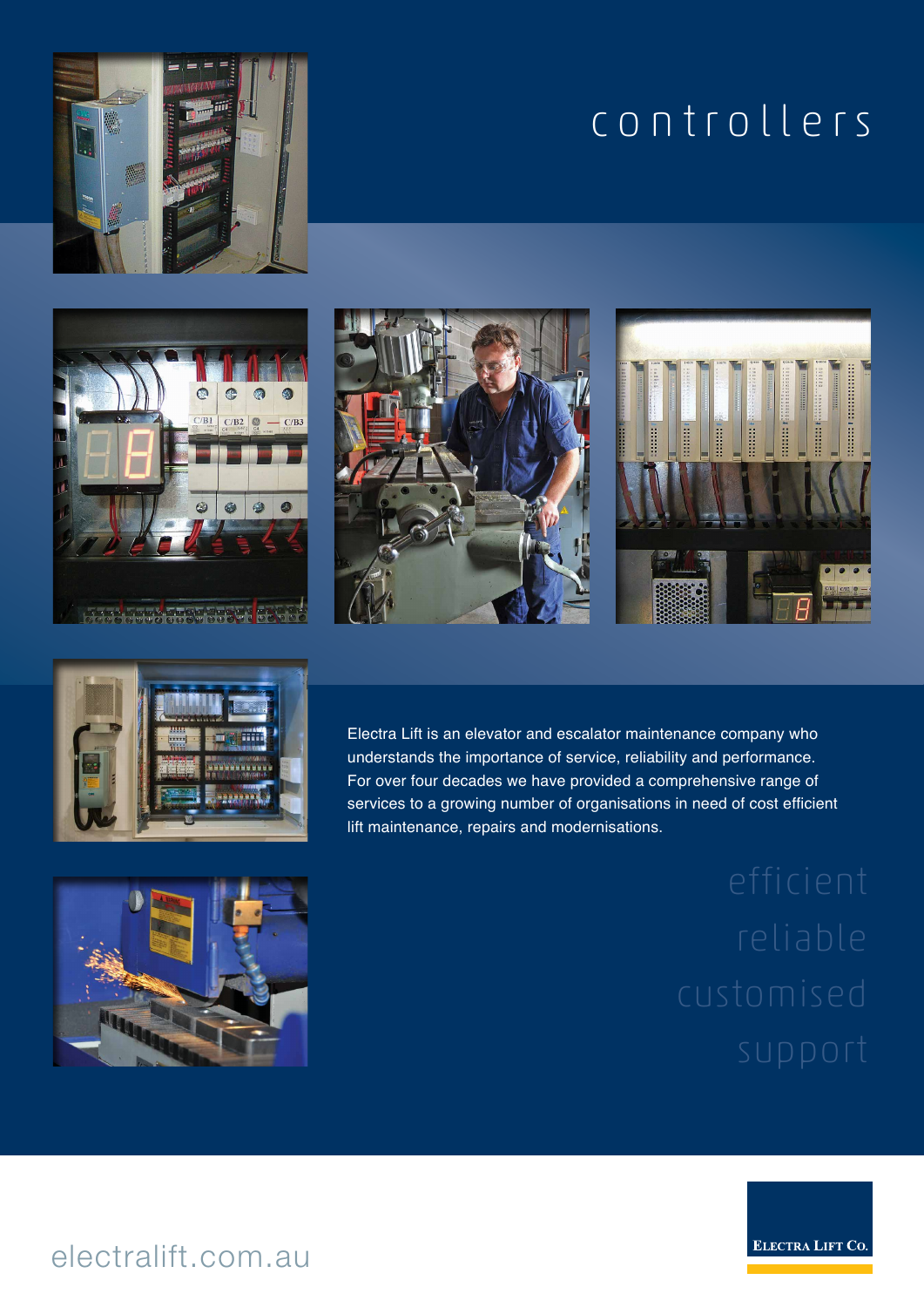# controllers

Electra Lift is an elevator and escalator maintenance company who understands the importance of service, reliability and performance. For over four decades we have provided a comprehensive range of services to a growing number of organisations in need of cost efficient lift maintenance, repairs and modernisations.

efficient
reliable
customised
support

electralift.com.au

Electra Lift Co.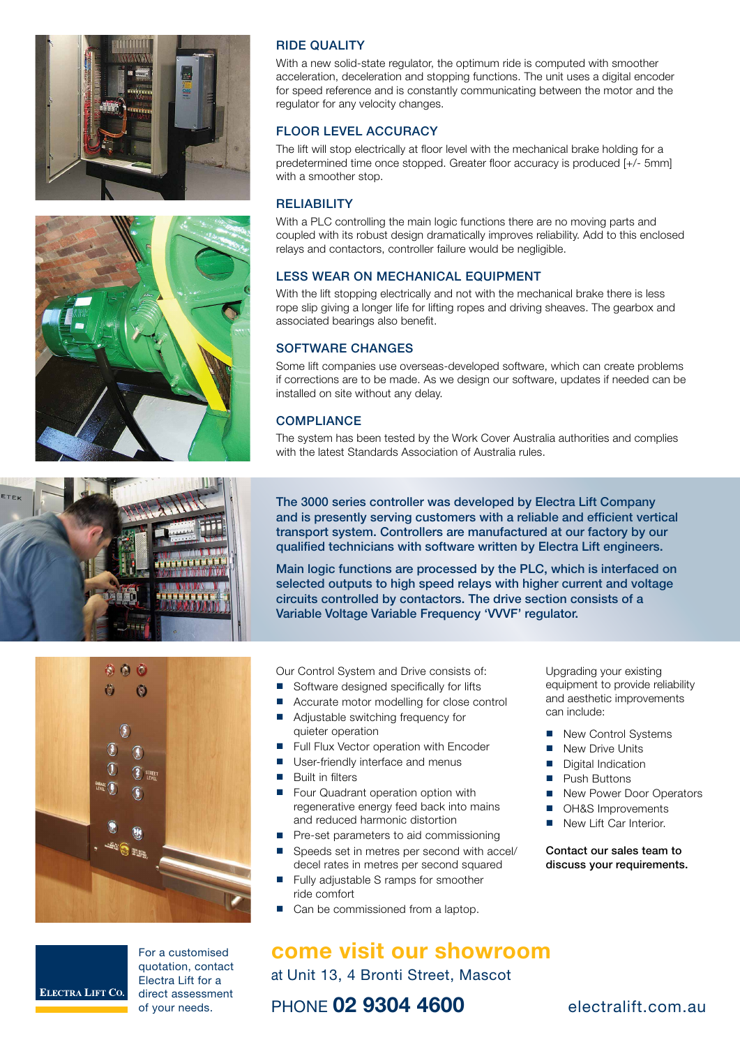## RIDE QUALITY

With a new solid-state regulator, the optimum ride is computed with smoother acceleration, deceleration and stopping functions. The unit uses a digital encoder for speed reference and is constantly communicating between the motor and the regulator for any velocity changes.

## FLOOR LEVEL ACCURACY

The lift will stop electrically at floor level with the mechanical brake holding for a predetermined time once stopped. Greater floor accuracy is produced [+/- 5mm] with a smoother stop.

## RELIABILITY

With a PLC controlling the main logic functions there are no moving parts and coupled with its robust design dramatically improves reliability. Add to this enclosed relays and contactors, controller failure would be negligible.

## LESS WEAR ON MECHANICAL EQUIPMENT

With the lift stopping electrically and not with the mechanical brake there is less rope slip giving a longer life for lifting ropes and driving sheaves. The gearbox and associated bearings also benefit.

## SOFTWARE CHANGES

Some lift companies use overseas-developed software, which can create problems if corrections are to be made. As we design our software, updates if needed can be installed on site without any delay.

## COMPLIANCE

The system has been tested by the Work Cover Australia authorities and complies with the latest Standards Association of Australia rules.

**The 3000 series controller was developed by Electra Lift Company and is presently serving customers with a reliable and efficient vertical transport system. Controllers are manufactured at our factory by our qualified technicians with software written by Electra Lift engineers.**

**Main logic functions are processed by the PLC, which is interfaced on selected outputs to high speed relays with higher current and voltage circuits controlled by contactors. The drive section consists of a Variable Voltage Variable Frequency 'VVVF' regulator.**

Our Control System and Drive consists of:

- Software designed specifically for lifts
- Accurate motor modelling for close control
- Adjustable switching frequency for quieter operation
- Full Flux Vector operation with Encoder
- User-friendly interface and menus
- Built in filters
- Four Quadrant operation option with regenerative energy feed back into mains and reduced harmonic distortion
- Pre-set parameters to aid commissioning
- Speeds set in metres per second with accel/decel rates in metres per second squared
- Fully adjustable S ramps for smoother ride comfort
- Can be commissioned from a laptop.

Upgrading your existing equipment to provide reliability and aesthetic improvements can include:

- New Control Systems
- New Drive Units
- Digital Indication
- Push Buttons
- New Power Door Operators
- OH&S Improvements
- New Lift Car Interior.

**Contact our sales team to discuss your requirements.**

ELECTRA LIFT CO.

For a customised quotation, contact Electra Lift for a direct assessment of your needs.

## come visit our showroom

at Unit 13, 4 Bronti Street, Mascot

PHONE **02 9304 4600**

electralift.com.au